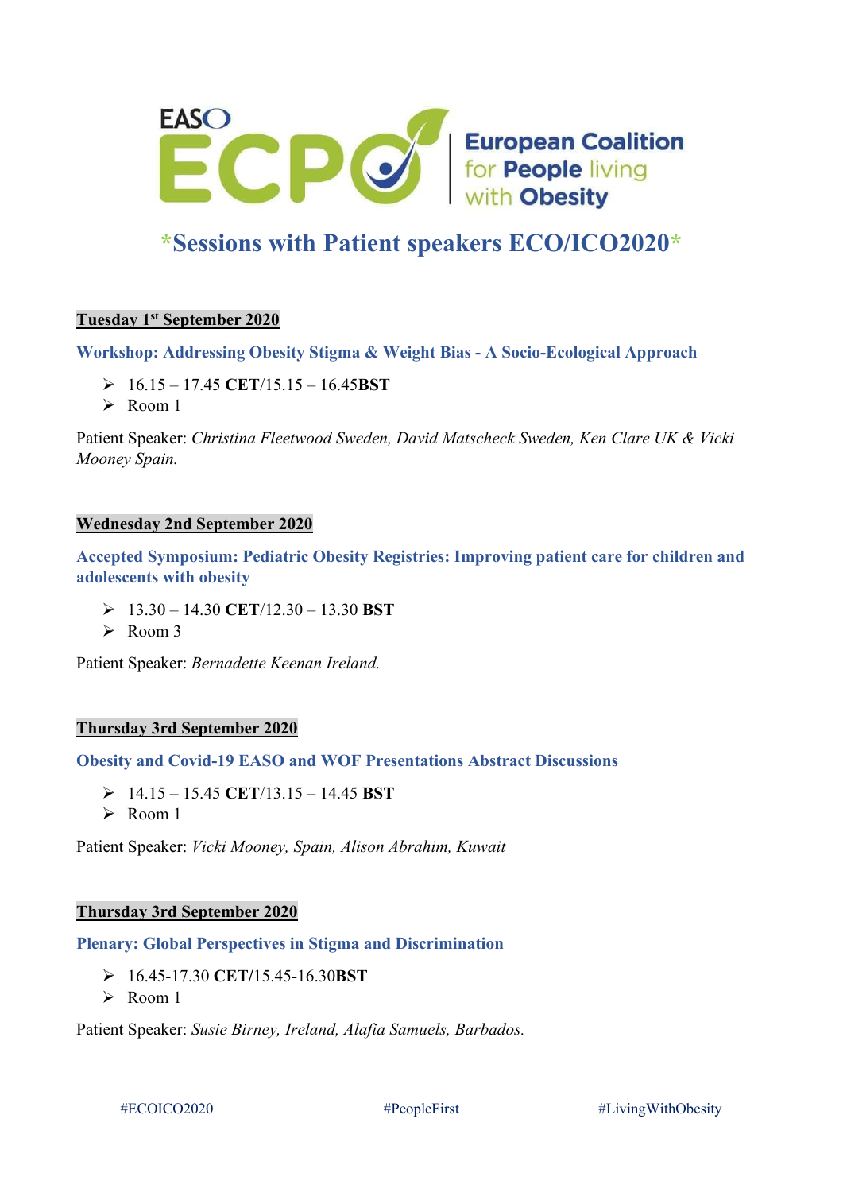EASO ECPO European Coalition for People living with Obesity

# *Sessions with Patient speakers ECO/ICO2020*

**Tuesday 1st September 2020**

### Workshop: Addressing Obesity Stigma & Weight Bias - A Socio-Ecological Approach

- 16.15 – 17.45 **CET**/15.15 – 16.45**BST**
- Room 1

Patient Speaker: *Christina Fleetwood Sweden, David Matscheck Sweden, Ken Clare UK & Vicki Mooney Spain.*

**Wednesday 2nd September 2020**

### Accepted Symposium: Pediatric Obesity Registries: Improving patient care for children and adolescents with obesity

- 13.30 – 14.30 **CET**/12.30 – 13.30 **BST**
- Room 3

Patient Speaker: *Bernadette Keenan Ireland.*

**Thursday 3rd September 2020**

### Obesity and Covid-19 EASO and WOF Presentations Abstract Discussions

- 14.15 – 15.45 **CET**/13.15 – 14.45 **BST**
- Room 1

Patient Speaker: *Vicki Mooney, Spain, Alison Abrahim, Kuwait*

**Thursday 3rd September 2020**

### Plenary: Global Perspectives in Stigma and Discrimination

- 16.45-17.30 **CET**/15.45-16.30**BST**
- Room 1

Patient Speaker: *Susie Birney, Ireland, Alafia Samuels, Barbados.*

#ECOICO2020 #PeopleFirst #LivingWithObesity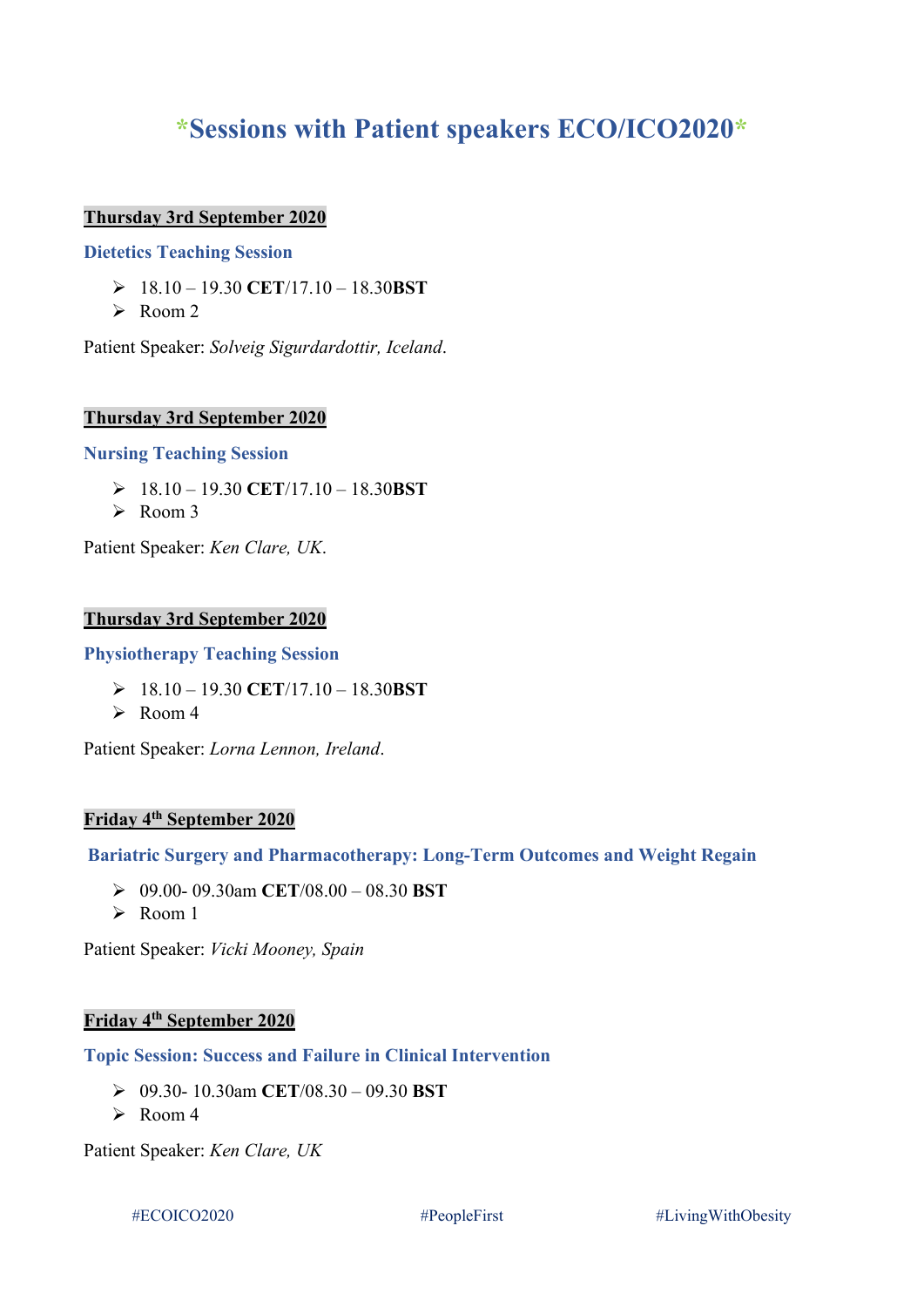# \*Sessions with Patient speakers ECO/ICO2020\*

**Thursday 3rd September 2020**

### Dietetics Teaching Session

- 18.10 – 19.30 **CET**/17.10 – 18.30**BST**
- Room 2

Patient Speaker: *Solveig Sigurdardottir, Iceland*.

**Thursday 3rd September 2020**

### Nursing Teaching Session

- 18.10 – 19.30 **CET**/17.10 – 18.30**BST**
- Room 3

Patient Speaker: *Ken Clare, UK*.

**Thursday 3rd September 2020**

### Physiotherapy Teaching Session

- 18.10 – 19.30 **CET**/17.10 – 18.30**BST**
- Room 4

Patient Speaker: *Lorna Lennon, Ireland*.

**Friday 4th September 2020**

### Bariatric Surgery and Pharmacotherapy: Long-Term Outcomes and Weight Regain

- 09.00- 09.30am **CET**/08.00 – 08.30 **BST**
- Room 1

Patient Speaker: *Vicki Mooney, Spain*

**Friday 4th September 2020**

### Topic Session: Success and Failure in Clinical Intervention

- 09.30- 10.30am **CET**/08.30 – 09.30 **BST**
- Room 4

Patient Speaker: *Ken Clare, UK*

#ECOICO2020 #PeopleFirst #LivingWithObesity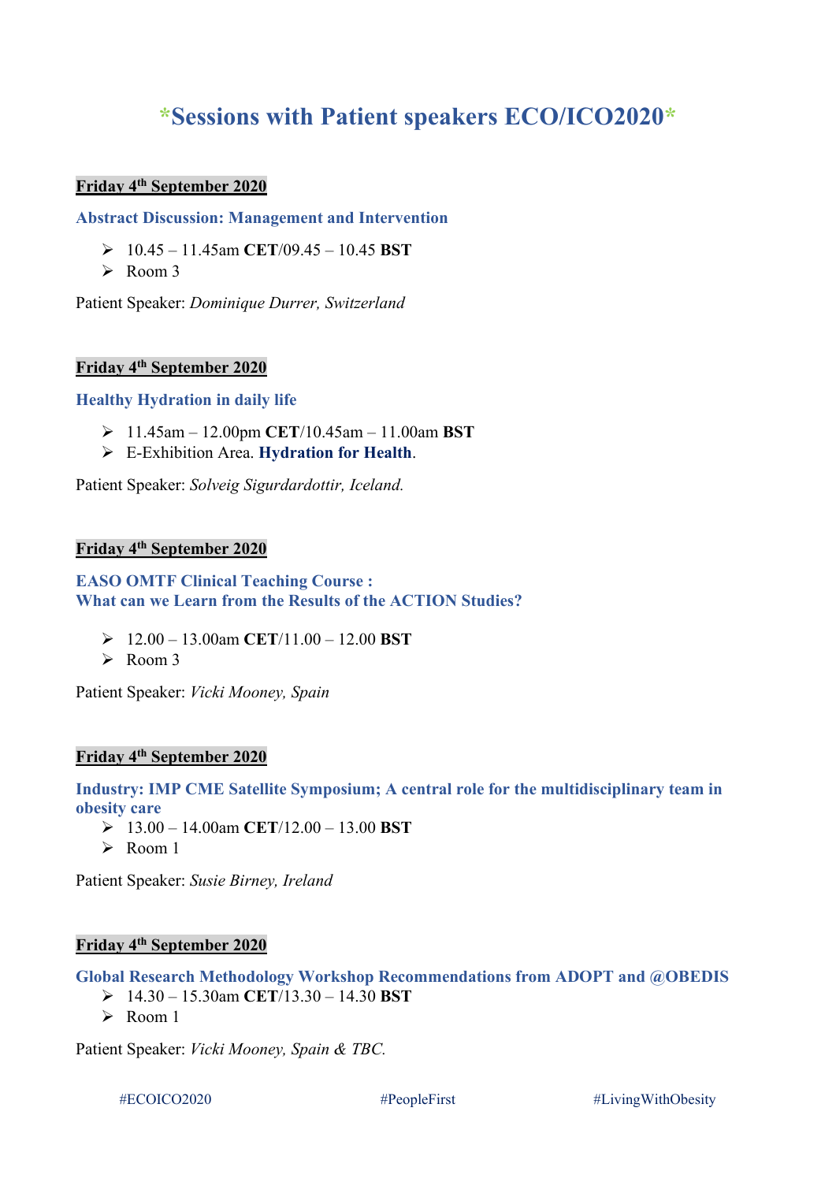# \*Sessions with Patient speakers ECO/ICO2020\*

**Friday 4th September 2020**

**Abstract Discussion: Management and Intervention**

- 10.45 – 11.45am **CET**/09.45 – 10.45 **BST**
- Room 3

Patient Speaker: *Dominique Durrer, Switzerland*

**Friday 4th September 2020**

**Healthy Hydration in daily life**

- 11.45am – 12.00pm **CET**/10.45am – 11.00am **BST**
- E-Exhibition Area. **Hydration for Health**.

Patient Speaker: *Solveig Sigurdardottir, Iceland.*

**Friday 4th September 2020**

**EASO OMTF Clinical Teaching Course :**
**What can we Learn from the Results of the ACTION Studies?**

- 12.00 – 13.00am **CET**/11.00 – 12.00 **BST**
- Room 3

Patient Speaker: *Vicki Mooney, Spain*

**Friday 4th September 2020**

**Industry: IMP CME Satellite Symposium; A central role for the multidisciplinary team in obesity care**

- 13.00 – 14.00am **CET**/12.00 – 13.00 **BST**
- Room 1

Patient Speaker: *Susie Birney, Ireland*

**Friday 4th September 2020**

**Global Research Methodology Workshop Recommendations from ADOPT and @OBEDIS**

- 14.30 – 15.30am **CET**/13.30 – 14.30 **BST**
- Room 1

Patient Speaker: *Vicki Mooney, Spain & TBC.*

#ECOICO2020 #PeopleFirst #LivingWithObesity